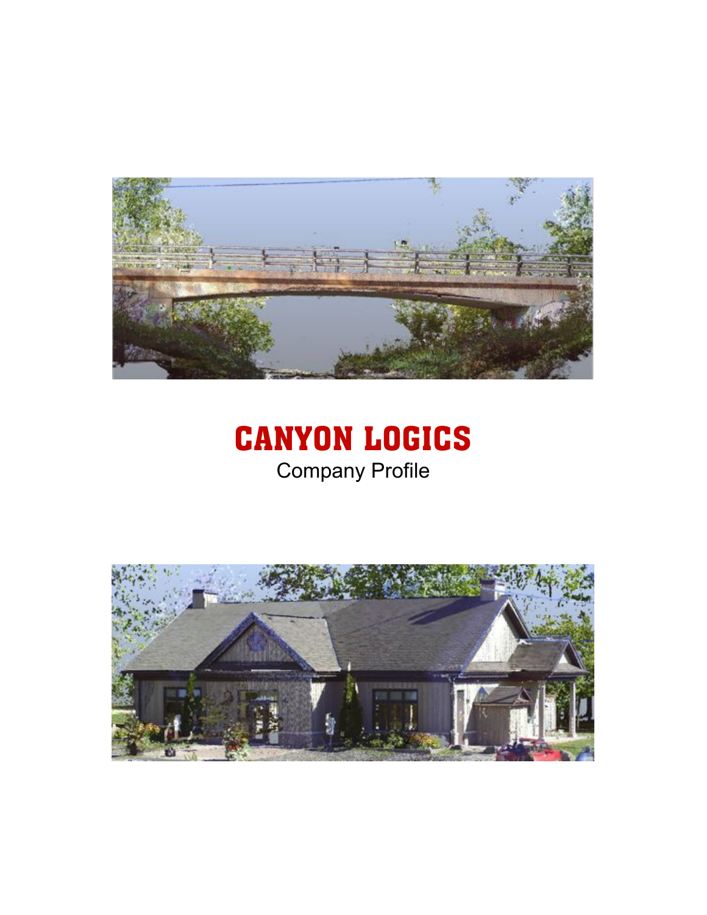# CANYON LOGICS

Company Profile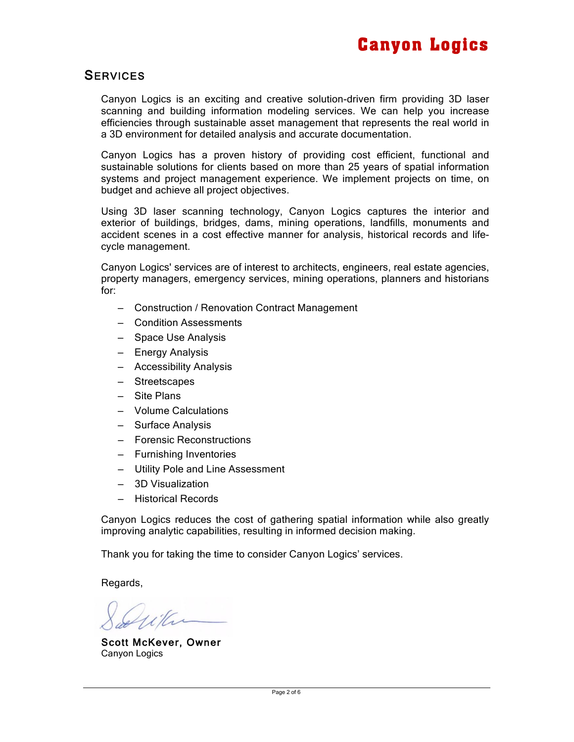## SERVICES

Canyon Logics is an exciting and creative solution-driven firm providing 3D laser scanning and building information modeling services. We can help you increase efficiencies through sustainable asset management that represents the real world in a 3D environment for detailed analysis and accurate documentation.

Canyon Logics has a proven history of providing cost efficient, functional and sustainable solutions for clients based on more than 25 years of spatial information systems and project management experience. We implement projects on time, on budget and achieve all project objectives.

Using 3D laser scanning technology, Canyon Logics captures the interior and exterior of buildings, bridges, dams, mining operations, landfills, monuments and accident scenes in a cost effective manner for analysis, historical records and life-cycle management.

Canyon Logics' services are of interest to architects, engineers, real estate agencies, property managers, emergency services, mining operations, planners and historians for:

- Construction / Renovation Contract Management
- Condition Assessments
- Space Use Analysis
- Energy Analysis
- Accessibility Analysis
- Streetscapes
- Site Plans
- Volume Calculations
- Surface Analysis
- Forensic Reconstructions
- Furnishing Inventories
- Utility Pole and Line Assessment
- 3D Visualization
- Historical Records

Canyon Logics reduces the cost of gathering spatial information while also greatly improving analytic capabilities, resulting in informed decision making.

Thank you for taking the time to consider Canyon Logics' services.

Regards,

**Scott McKever, Owner**
Canyon Logics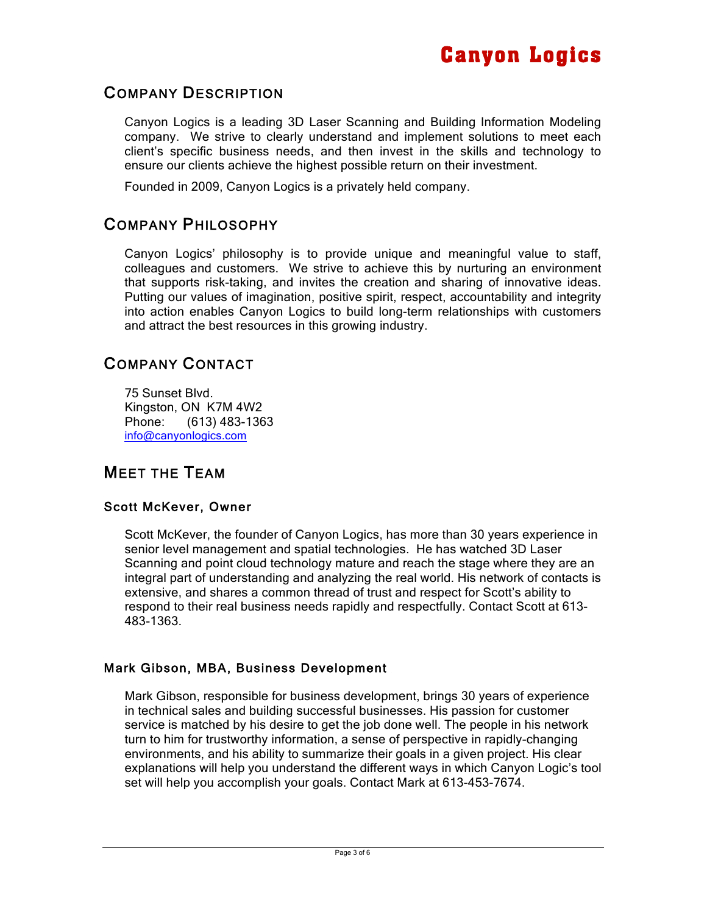# Canyon Logics

## Company Description

Canyon Logics is a leading 3D Laser Scanning and Building Information Modeling company. We strive to clearly understand and implement solutions to meet each client's specific business needs, and then invest in the skills and technology to ensure our clients achieve the highest possible return on their investment.

Founded in 2009, Canyon Logics is a privately held company.

## Company Philosophy

Canyon Logics' philosophy is to provide unique and meaningful value to staff, colleagues and customers. We strive to achieve this by nurturing an environment that supports risk-taking, and invites the creation and sharing of innovative ideas. Putting our values of imagination, positive spirit, respect, accountability and integrity into action enables Canyon Logics to build long-term relationships with customers and attract the best resources in this growing industry.

## Company Contact

75 Sunset Blvd.
Kingston, ON K7M 4W2
Phone: (613) 483-1363
info@canyonlogics.com

## Meet the Team

### Scott McKever, Owner

Scott McKever, the founder of Canyon Logics, has more than 30 years experience in senior level management and spatial technologies. He has watched 3D Laser Scanning and point cloud technology mature and reach the stage where they are an integral part of understanding and analyzing the real world. His network of contacts is extensive, and shares a common thread of trust and respect for Scott's ability to respond to their real business needs rapidly and respectfully. Contact Scott at 613-483-1363.

### Mark Gibson, MBA, Business Development

Mark Gibson, responsible for business development, brings 30 years of experience in technical sales and building successful businesses. His passion for customer service is matched by his desire to get the job done well. The people in his network turn to him for trustworthy information, a sense of perspective in rapidly-changing environments, and his ability to summarize their goals in a given project. His clear explanations will help you understand the different ways in which Canyon Logic's tool set will help you accomplish your goals. Contact Mark at 613-453-7674.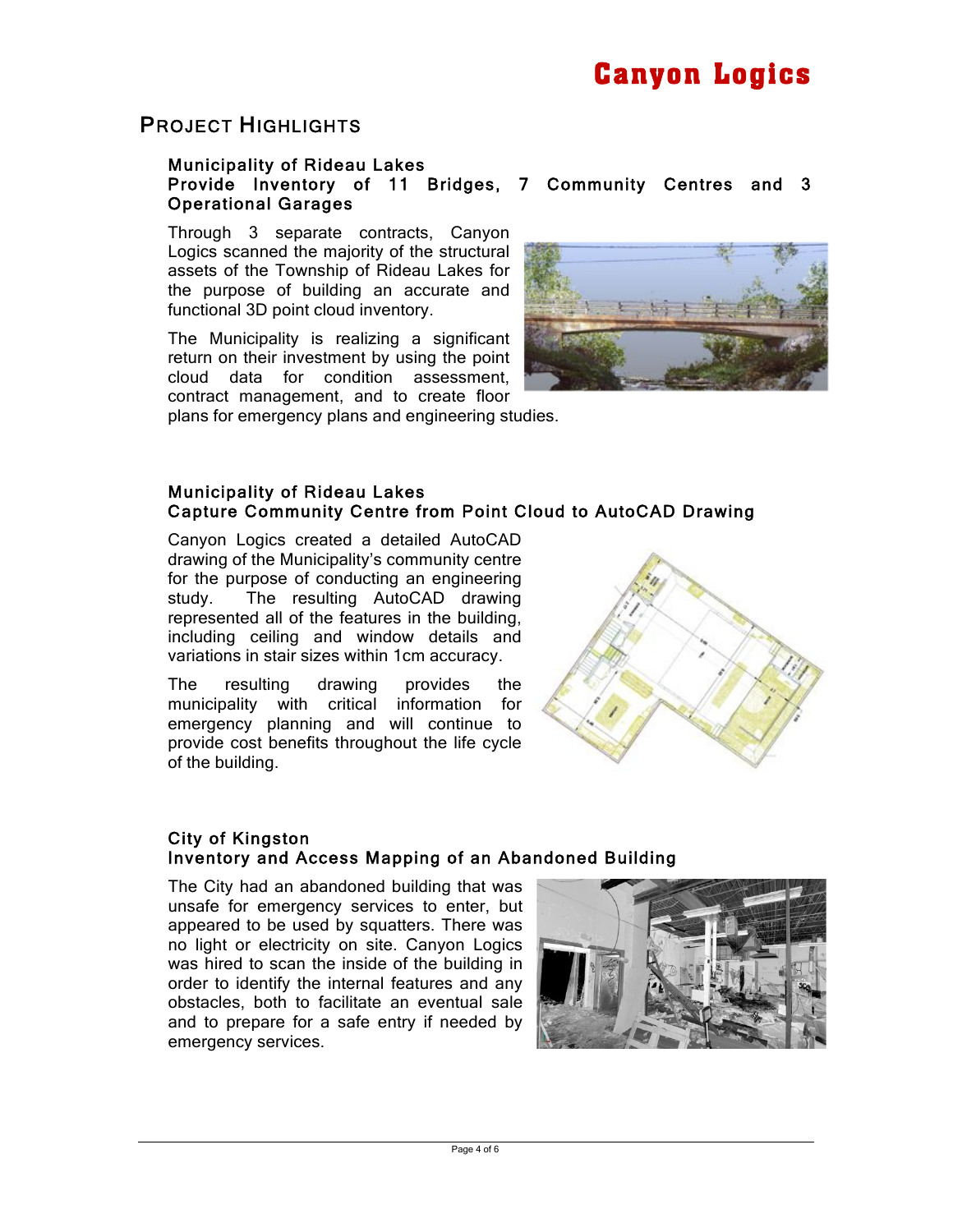## Project Highlights

### Municipality of Rideau Lakes
### Provide Inventory of 11 Bridges, 7 Community Centres and 3 Operational Garages

Through 3 separate contracts, Canyon Logics scanned the majority of the structural assets of the Township of Rideau Lakes for the purpose of building an accurate and functional 3D point cloud inventory.

The Municipality is realizing a significant return on their investment by using the point cloud data for condition assessment, contract management, and to create floor plans for emergency plans and engineering studies.

### Municipality of Rideau Lakes
### Capture Community Centre from Point Cloud to AutoCAD Drawing

Canyon Logics created a detailed AutoCAD drawing of the Municipality's community centre for the purpose of conducting an engineering study. The resulting AutoCAD drawing represented all of the features in the building, including ceiling and window details and variations in stair sizes within 1cm accuracy.

The resulting drawing provides the municipality with critical information for emergency planning and will continue to provide cost benefits throughout the life cycle of the building.

### City of Kingston
### Inventory and Access Mapping of an Abandoned Building

The City had an abandoned building that was unsafe for emergency services to enter, but appeared to be used by squatters. There was no light or electricity on site. Canyon Logics was hired to scan the inside of the building in order to identify the internal features and any obstacles, both to facilitate an eventual sale and to prepare for a safe entry if needed by emergency services.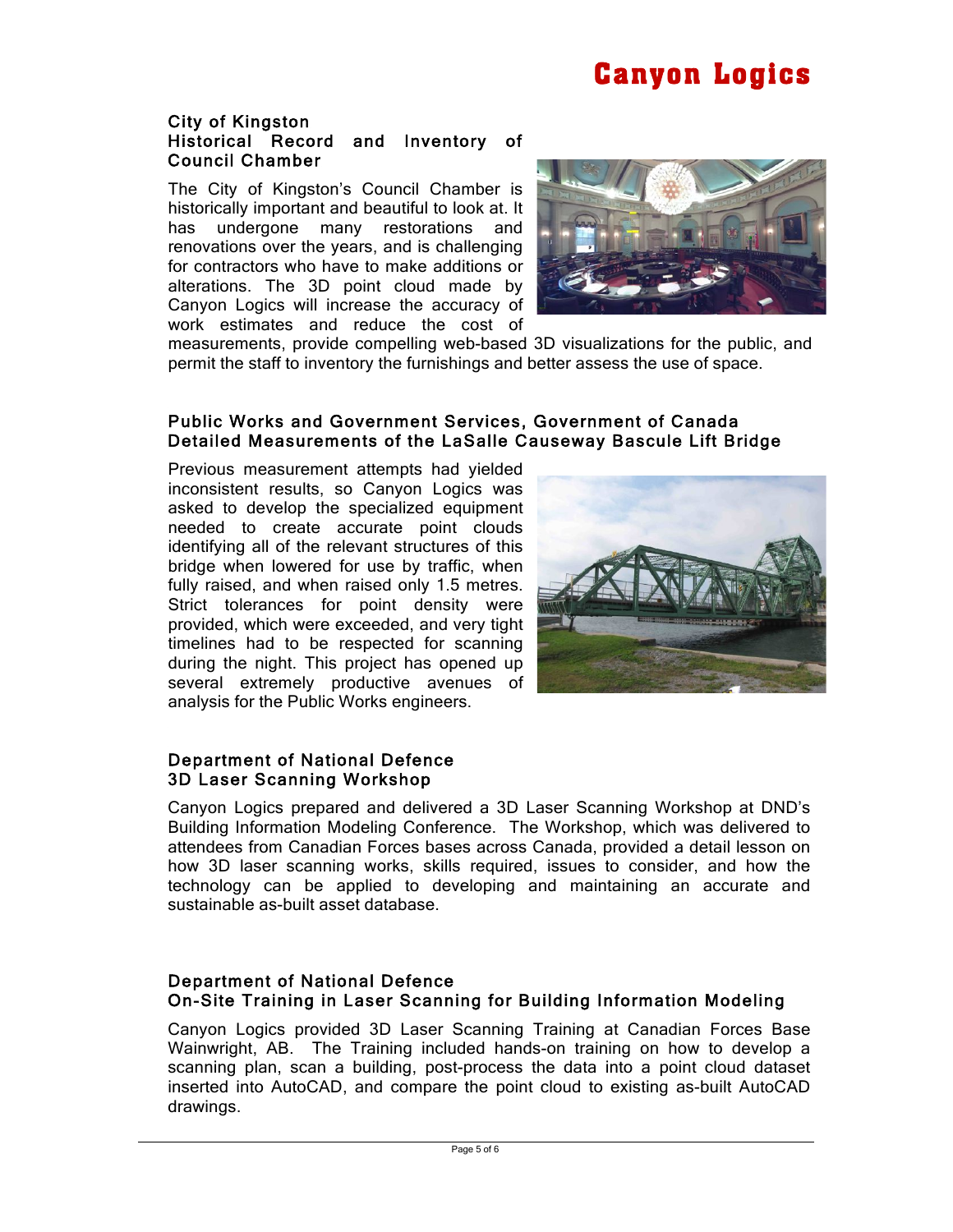# Canyon Logics

### City of Kingston
### Historical Record and Inventory of Council Chamber

The City of Kingston's Council Chamber is historically important and beautiful to look at. It has undergone many restorations and renovations over the years, and is challenging for contractors who have to make additions or alterations. The 3D point cloud made by Canyon Logics will increase the accuracy of work estimates and reduce the cost of measurements, provide compelling web-based 3D visualizations for the public, and permit the staff to inventory the furnishings and better assess the use of space.

### Public Works and Government Services, Government of Canada
### Detailed Measurements of the LaSalle Causeway Bascule Lift Bridge

Previous measurement attempts had yielded inconsistent results, so Canyon Logics was asked to develop the specialized equipment needed to create accurate point clouds identifying all of the relevant structures of this bridge when lowered for use by traffic, when fully raised, and when raised only 1.5 metres. Strict tolerances for point density were provided, which were exceeded, and very tight timelines had to be respected for scanning during the night. This project has opened up several extremely productive avenues of analysis for the Public Works engineers.

### Department of National Defence
### 3D Laser Scanning Workshop

Canyon Logics prepared and delivered a 3D Laser Scanning Workshop at DND's Building Information Modeling Conference. The Workshop, which was delivered to attendees from Canadian Forces bases across Canada, provided a detail lesson on how 3D laser scanning works, skills required, issues to consider, and how the technology can be applied to developing and maintaining an accurate and sustainable as-built asset database.

### Department of National Defence
### On-Site Training in Laser Scanning for Building Information Modeling

Canyon Logics provided 3D Laser Scanning Training at Canadian Forces Base Wainwright, AB. The Training included hands-on training on how to develop a scanning plan, scan a building, post-process the data into a point cloud dataset inserted into AutoCAD, and compare the point cloud to existing as-built AutoCAD drawings.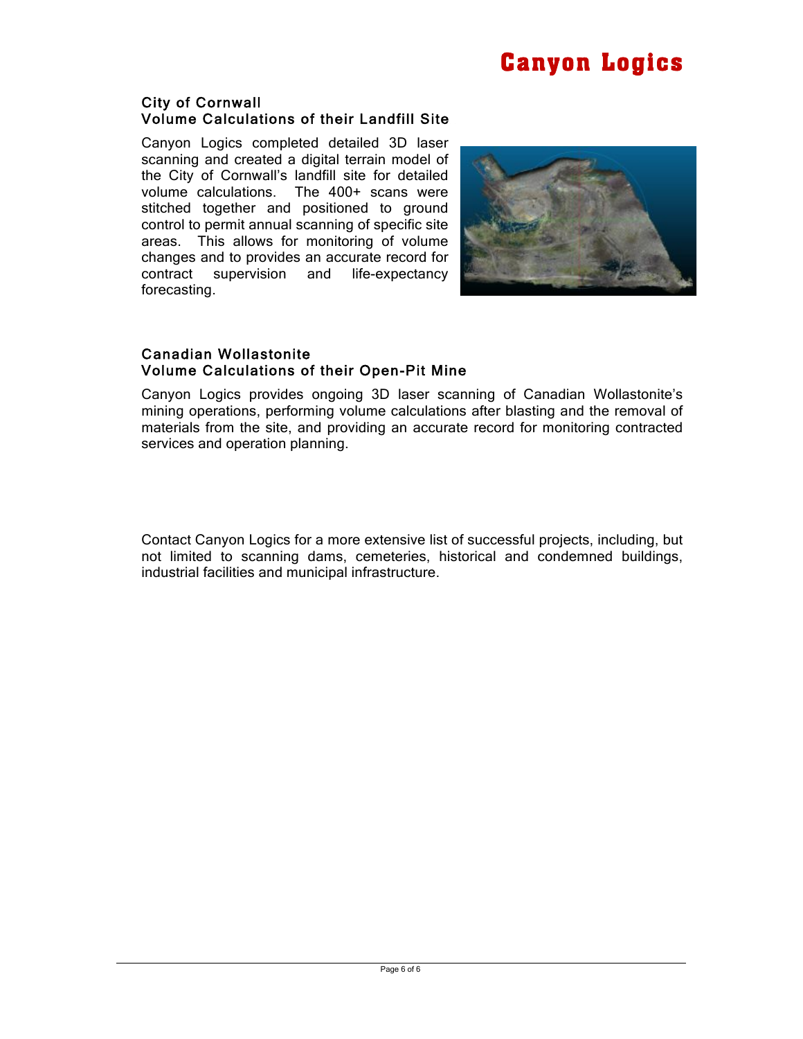## City of Cornwall
## Volume Calculations of their Landfill Site

Canyon Logics completed detailed 3D laser scanning and created a digital terrain model of the City of Cornwall's landfill site for detailed volume calculations. The 400+ scans were stitched together and positioned to ground control to permit annual scanning of specific site areas. This allows for monitoring of volume changes and to provides an accurate record for contract supervision and life-expectancy forecasting.

## Canadian Wollastonite
## Volume Calculations of their Open-Pit Mine

Canyon Logics provides ongoing 3D laser scanning of Canadian Wollastonite's mining operations, performing volume calculations after blasting and the removal of materials from the site, and providing an accurate record for monitoring contracted services and operation planning.

Contact Canyon Logics for a more extensive list of successful projects, including, but not limited to scanning dams, cemeteries, historical and condemned buildings, industrial facilities and municipal infrastructure.